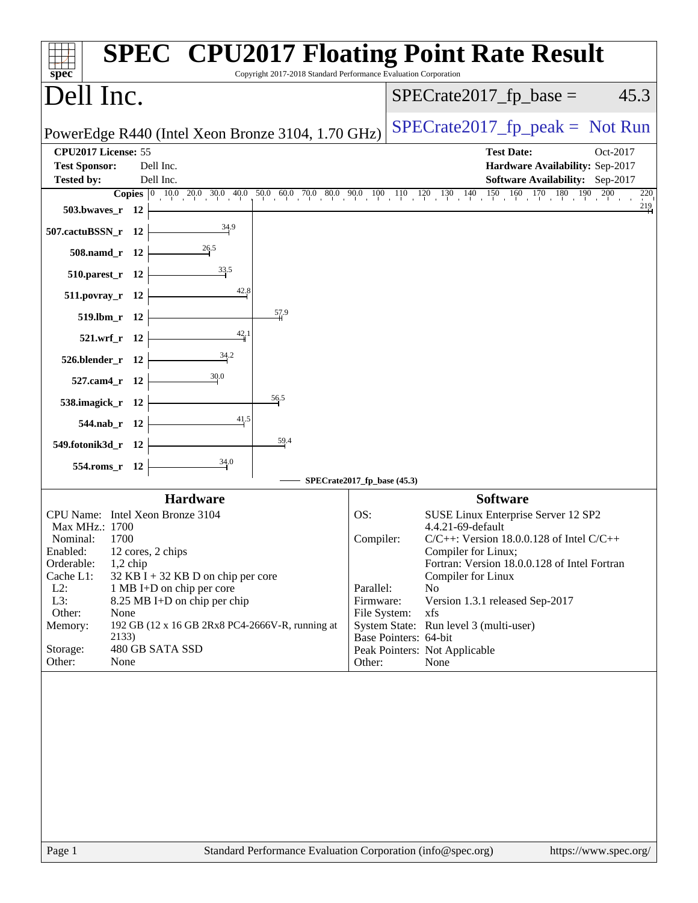# SPEC CPU2017 Floating Point Rate Result

Copyright 2017-2018 Standard Performance Evaluation Corporation

## Dell Inc.

PowerEdge R440 (Intel Xeon Bronze 3104, 1.70 GHz)

SPECrate2017_fp_base = 45.3

SPECrate2017_fp_peak = Not Run

| | | | |
|---|---|---|---|
| **CPU2017 License:** | 55 | **Test Date:** | Oct-2017 |
| **Test Sponsor:** | Dell Inc. | **Hardware Availability:** | Sep-2017 |
| **Tested by:** | Dell Inc. | **Software Availability:** | Sep-2017 |

| Benchmark | Copies | SPECrate2017_fp_base |
|---|---|---|
| 503.bwaves_r | 12 | 219 |
| 507.cactuBSSN_r | 12 | 34.9 |
| 508.namd_r | 12 | 26.5 |
| 510.parest_r | 12 | 33.5 |
| 511.povray_r | 12 | 42.8 |
| 519.lbm_r | 12 | 57.9 |
| 521.wrf_r | 12 | 42.1 |
| 526.blender_r | 12 | 34.2 |
| 527.cam4_r | 12 | 30.0 |
| 538.imagick_r | 12 | 56.5 |
| 544.nab_r | 12 | 41.5 |
| 549.fotonik3d_r | 12 | 59.4 |
| 554.roms_r | 12 | 34.0 |

SPECrate2017_fp_base (45.3)

### Hardware

| | |
|---|---|
| CPU Name: | Intel Xeon Bronze 3104 |
| Max MHz.: | 1700 |
| Nominal: | 1700 |
| Enabled: | 12 cores, 2 chips |
| Orderable: | 1,2 chip |
| Cache L1: | 32 KB I + 32 KB D on chip per core |
| L2: | 1 MB I+D on chip per core |
| L3: | 8.25 MB I+D on chip per chip |
| Other: | None |
| Memory: | 192 GB (12 x 16 GB 2Rx8 PC4-2666V-R, running at 2133) |
| Storage: | 480 GB SATA SSD |
| Other: | None |

### Software

| | |
|---|---|
| OS: | SUSE Linux Enterprise Server 12 SP2 4.4.21-69-default |
| Compiler: | C/C++: Version 18.0.0.128 of Intel C/C++ Compiler for Linux; Fortran: Version 18.0.0.128 of Intel Fortran Compiler for Linux |
| Parallel: | No |
| Firmware: | Version 1.3.1 released Sep-2017 |
| File System: | xfs |
| System State: | Run level 3 (multi-user) |
| Base Pointers: | 64-bit |
| Peak Pointers: | Not Applicable |
| Other: | None |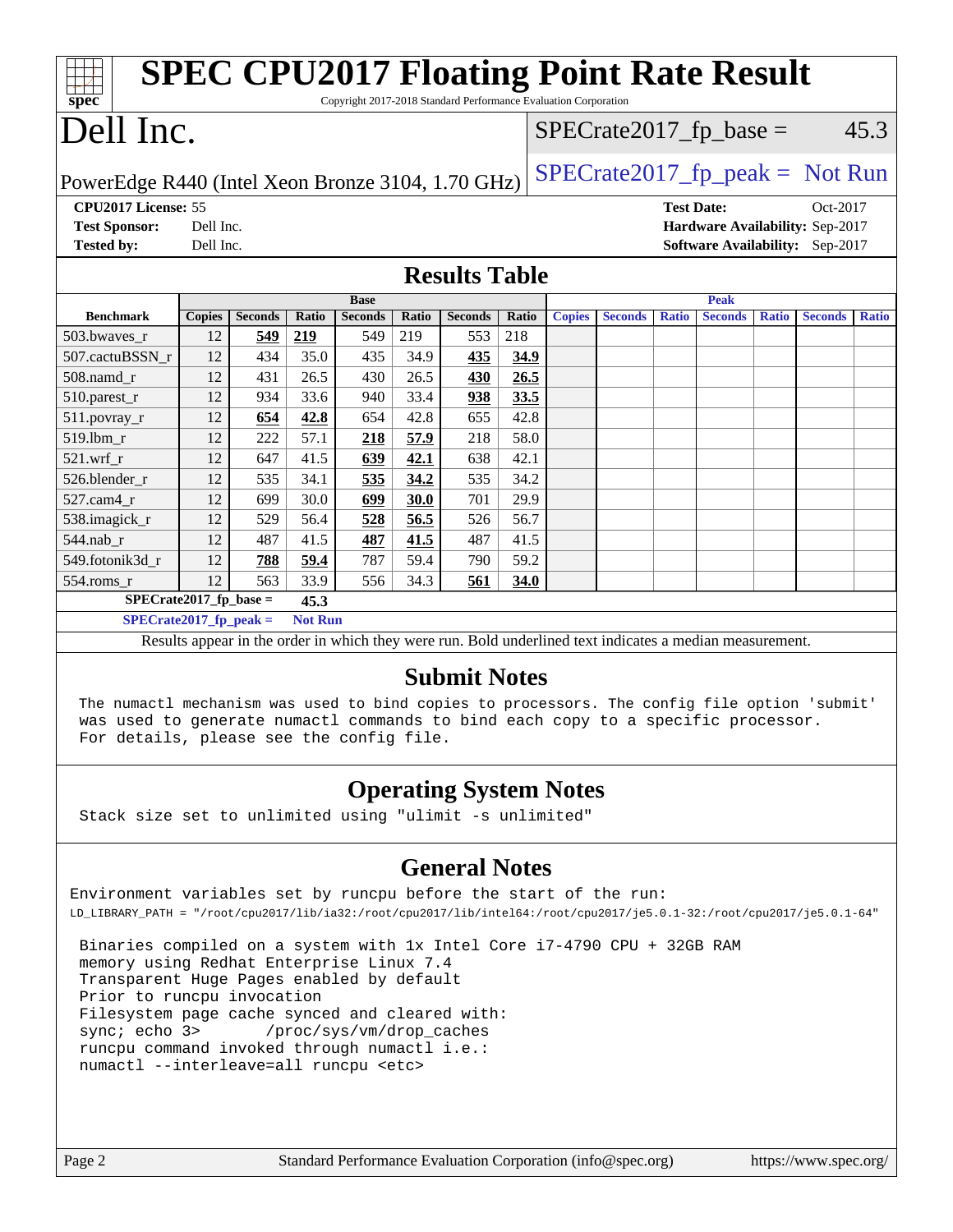# SPEC CPU2017 Floating Point Rate Result

Copyright 2017-2018 Standard Performance Evaluation Corporation

# Dell Inc.

PowerEdge R440 (Intel Xeon Bronze 3104, 1.70 GHz)

SPECrate2017_fp_base = 45.3

SPECrate2017_fp_peak = Not Run

**CPU2017 License:** 55
**Test Sponsor:** Dell Inc.
**Tested by:** Dell Inc.

**Test Date:** Oct-2017
**Hardware Availability:** Sep-2017
**Software Availability:** Sep-2017

## Results Table

| Benchmark | Base | | | | | | | Peak | | | | | | |
|---|---|---|---|---|---|---|---|---|---|---|---|---|---|---|
| | Copies | Seconds | Ratio | Seconds | Ratio | Seconds | Ratio | Copies | Seconds | Ratio | Seconds | Ratio | Seconds | Ratio |
| 503.bwaves_r | 12 | **549** | **219** | 549 | 219 | 553 | 218 | | | | | | | |
| 507.cactuBSSN_r | 12 | 434 | 35.0 | 435 | 34.9 | **435** | **34.9** | | | | | | | |
| 508.namd_r | 12 | 431 | 26.5 | 430 | 26.5 | **430** | **26.5** | | | | | | | |
| 510.parest_r | 12 | 934 | 33.6 | 940 | 33.4 | **938** | **33.5** | | | | | | | |
| 511.povray_r | 12 | **654** | **42.8** | 654 | 42.8 | 655 | 42.8 | | | | | | | |
| 519.lbm_r | 12 | 222 | 57.1 | **218** | **57.9** | 218 | 58.0 | | | | | | | |
| 521.wrf_r | 12 | 647 | 41.5 | **639** | **42.1** | 638 | 42.1 | | | | | | | |
| 526.blender_r | 12 | 535 | 34.1 | **535** | **34.2** | 535 | 34.2 | | | | | | | |
| 527.cam4_r | 12 | 699 | 30.0 | **699** | **30.0** | 701 | 29.9 | | | | | | | |
| 538.imagick_r | 12 | 529 | 56.4 | **528** | **56.5** | 526 | 56.7 | | | | | | | |
| 544.nab_r | 12 | 487 | 41.5 | **487** | **41.5** | 487 | 41.5 | | | | | | | |
| 549.fotonik3d_r | 12 | **788** | **59.4** | 787 | 59.4 | 790 | 59.2 | | | | | | | |
| 554.roms_r | 12 | 563 | 33.9 | 556 | 34.3 | **561** | **34.0** | | | | | | | |

**SPECrate2017_fp_base = 45.3**

**SPECrate2017_fp_peak = Not Run**

Results appear in the order in which they were run. Bold underlined text indicates a median measurement.

## Submit Notes

The numactl mechanism was used to bind copies to processors. The config file option 'submit' was used to generate numactl commands to bind each copy to a specific processor. For details, please see the config file.

## Operating System Notes

Stack size set to unlimited using "ulimit -s unlimited"

## General Notes

Environment variables set by runcpu before the start of the run:
LD_LIBRARY_PATH = "/root/cpu2017/lib/ia32:/root/cpu2017/lib/intel64:/root/cpu2017/je5.0.1-32:/root/cpu2017/je5.0.1-64"

Binaries compiled on a system with 1x Intel Core i7-4790 CPU + 32GB RAM memory using Redhat Enterprise Linux 7.4
Transparent Huge Pages enabled by default
Prior to runcpu invocation
Filesystem page cache synced and cleared with:
sync; echo 3> /proc/sys/vm/drop_caches
runcpu command invoked through numactl i.e.:
numactl --interleave=all runcpu <etc>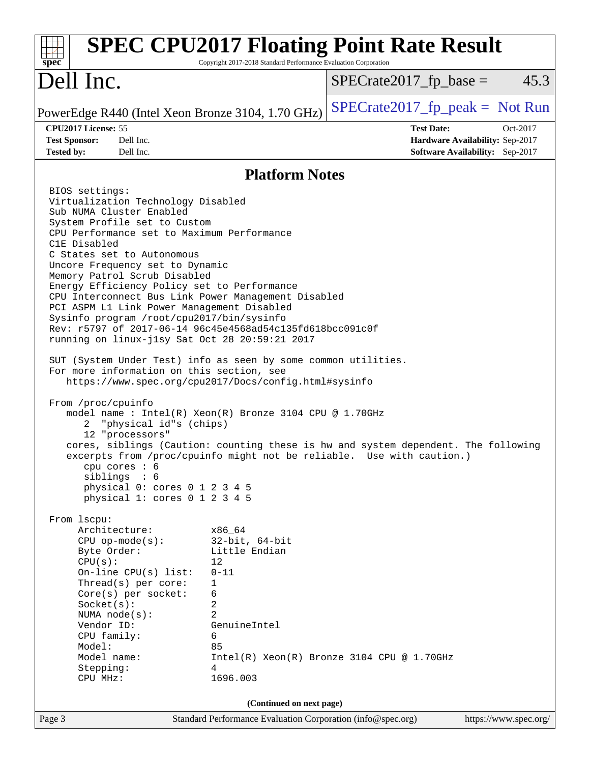# SPEC CPU2017 Floating Point Rate Result

Copyright 2017-2018 Standard Performance Evaluation Corporation

# Dell Inc.

PowerEdge R440 (Intel Xeon Bronze 3104, 1.70 GHz)

SPECrate2017_fp_base = 45.3

SPECrate2017_fp_peak = Not Run

**CPU2017 License:** 55
**Test Sponsor:** Dell Inc.
**Tested by:** Dell Inc.

**Test Date:** Oct-2017
**Hardware Availability:** Sep-2017
**Software Availability:** Sep-2017

## Platform Notes

```
BIOS settings:
Virtualization Technology Disabled
Sub NUMA Cluster Enabled
System Profile set to Custom
CPU Performance set to Maximum Performance
C1E Disabled
C States set to Autonomous
Uncore Frequency set to Dynamic
Memory Patrol Scrub Disabled
Energy Efficiency Policy set to Performance
CPU Interconnect Bus Link Power Management Disabled
PCI ASPM L1 Link Power Management Disabled
Sysinfo program /root/cpu2017/bin/sysinfo
Rev: r5797 of 2017-06-14 96c45e4568ad54c135fd618bcc091c0f
running on linux-j1sy Sat Oct 28 20:59:21 2017

SUT (System Under Test) info as seen by some common utilities.
For more information on this section, see
   https://www.spec.org/cpu2017/Docs/config.html#sysinfo

From /proc/cpuinfo
   model name : Intel(R) Xeon(R) Bronze 3104 CPU @ 1.70GHz
      2  "physical id"s (chips)
      12 "processors"
   cores, siblings (Caution: counting these is hw and system dependent. The following
   excerpts from /proc/cpuinfo might not be reliable.  Use with caution.)
      cpu cores : 6
      siblings  : 6
      physical 0: cores 0 1 2 3 4 5
      physical 1: cores 0 1 2 3 4 5

From lscpu:
     Architecture:          x86_64
     CPU op-mode(s):        32-bit, 64-bit
     Byte Order:            Little Endian
     CPU(s):                12
     On-line CPU(s) list:   0-11
     Thread(s) per core:    1
     Core(s) per socket:    6
     Socket(s):             2
     NUMA node(s):          2
     Vendor ID:             GenuineIntel
     CPU family:            6
     Model:                 85
     Model name:            Intel(R) Xeon(R) Bronze 3104 CPU @ 1.70GHz
     Stepping:              4
     CPU MHz:               1696.003
```

**(Continued on next page)**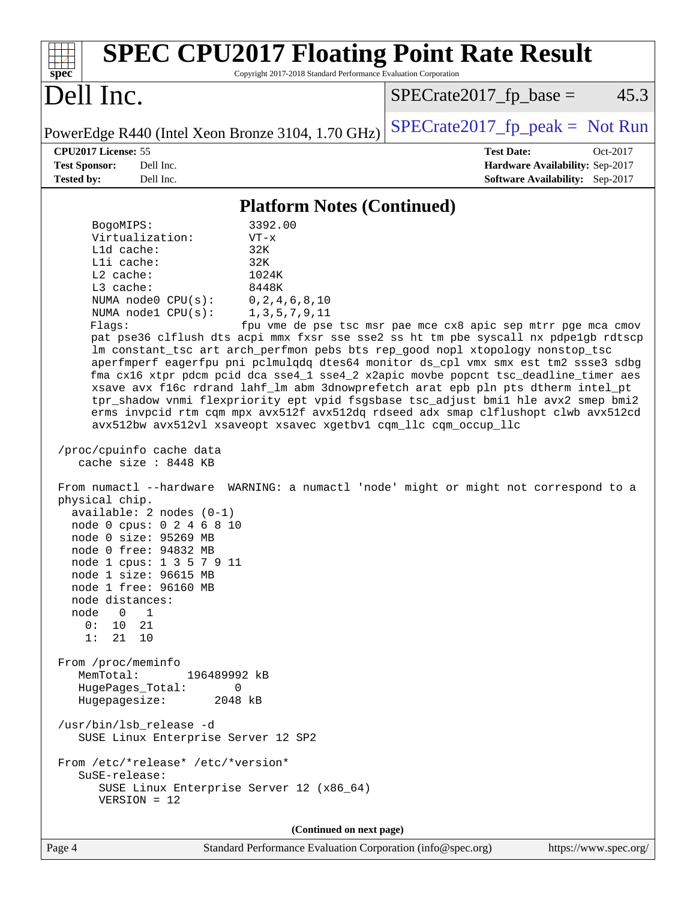# SPEC CPU2017 Floating Point Rate Result

Copyright 2017-2018 Standard Performance Evaluation Corporation

# Dell Inc.

PowerEdge R440 (Intel Xeon Bronze 3104, 1.70 GHz)

SPECrate2017_fp_base = 45.3

SPECrate2017_fp_peak = Not Run

**CPU2017 License:** 55
**Test Sponsor:** Dell Inc.
**Tested by:** Dell Inc.

**Test Date:** Oct-2017
**Hardware Availability:** Sep-2017
**Software Availability:** Sep-2017

## Platform Notes (Continued)

```
     BogoMIPS:              3392.00
     Virtualization:        VT-x
     L1d cache:             32K
     L1i cache:             32K
     L2 cache:              1024K
     L3 cache:              8448K
     NUMA node0 CPU(s):     0,2,4,6,8,10
     NUMA node1 CPU(s):     1,3,5,7,9,11
     Flags:                 fpu vme de pse tsc msr pae mce cx8 apic sep mtrr pge mca cmov
     pat pse36 clflush dts acpi mmx fxsr sse sse2 ss ht tm pbe syscall nx pdpe1gb rdtscp
     lm constant_tsc art arch_perfmon pebs bts rep_good nopl xtopology nonstop_tsc
     aperfmperf eagerfpu pni pclmulqdq dtes64 monitor ds_cpl vmx smx est tm2 ssse3 sdbg
     fma cx16 xtpr pdcm pcid dca sse4_1 sse4_2 x2apic movbe popcnt tsc_deadline_timer aes
     xsave avx f16c rdrand lahf_lm abm 3dnowprefetch arat epb pln pts dtherm intel_pt
     tpr_shadow vnmi flexpriority ept vpid fsgsbase tsc_adjust bmi1 hle avx2 smep bmi2
     erms invpcid rtm cqm mpx avx512f avx512dq rdseed adx smap clflushopt clwb avx512cd
     avx512bw avx512vl xsaveopt xsavec xgetbv1 cqm_llc cqm_occup_llc

 /proc/cpuinfo cache data
    cache size : 8448 KB

 From numactl --hardware  WARNING: a numactl 'node' might or might not correspond to a
 physical chip.
   available: 2 nodes (0-1)
   node 0 cpus: 0 2 4 6 8 10
   node 0 size: 95269 MB
   node 0 free: 94832 MB
   node 1 cpus: 1 3 5 7 9 11
   node 1 size: 96615 MB
   node 1 free: 96160 MB
   node distances:
   node   0   1
     0:  10  21
     1:  21  10

 From /proc/meminfo
    MemTotal:       196489992 kB
    HugePages_Total:       0
    Hugepagesize:       2048 kB

 /usr/bin/lsb_release -d
    SUSE Linux Enterprise Server 12 SP2

 From /etc/*release* /etc/*version*
    SuSE-release:
       SUSE Linux Enterprise Server 12 (x86_64)
       VERSION = 12
```

**(Continued on next page)**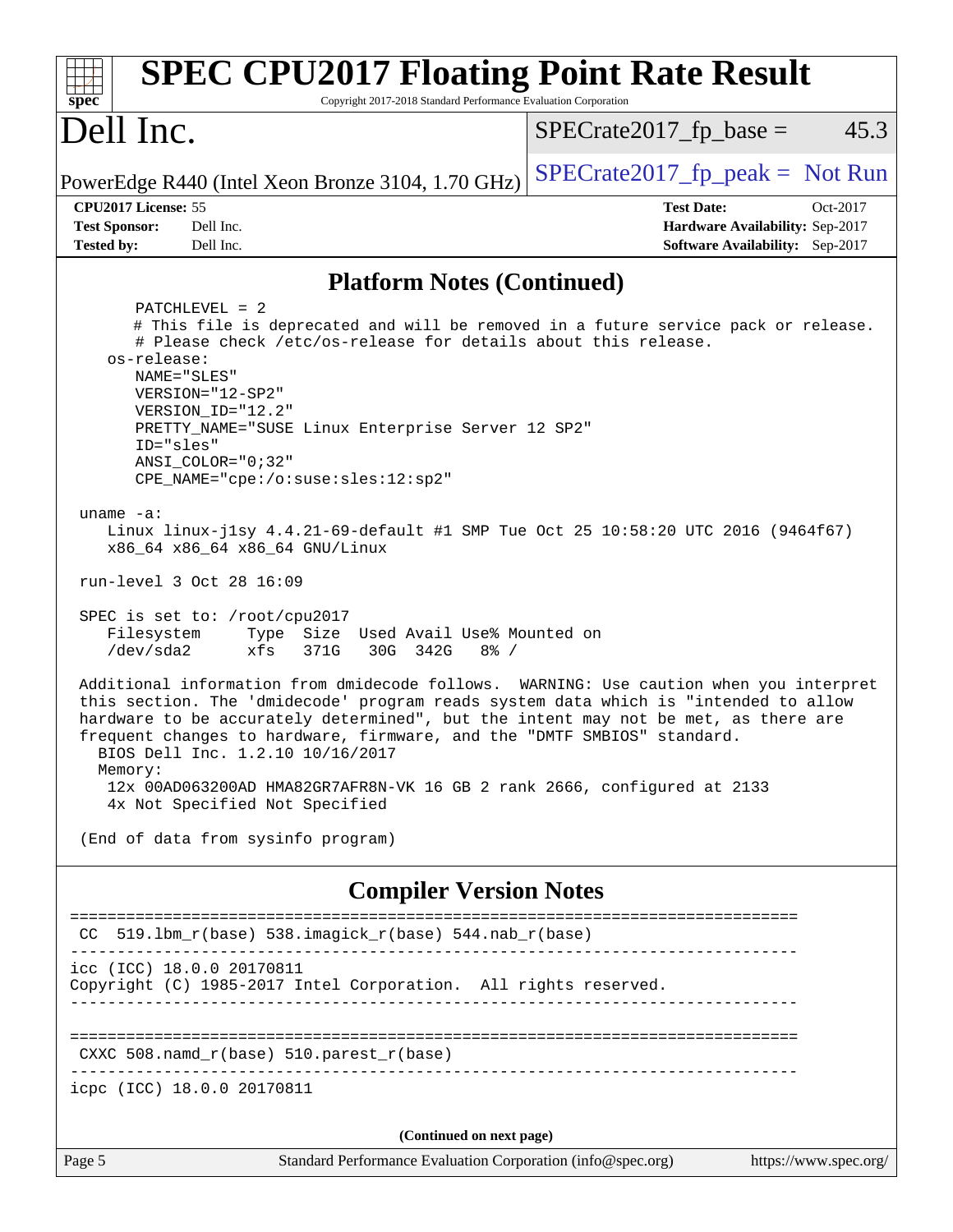## Platform Notes (Continued)

```
      PATCHLEVEL = 2
      # This file is deprecated and will be removed in a future service pack or release.
      # Please check /etc/os-release for details about this release.
   os-release:
      NAME="SLES"
      VERSION="12-SP2"
      VERSION_ID="12.2"
      PRETTY_NAME="SUSE Linux Enterprise Server 12 SP2"
      ID="sles"
      ANSI_COLOR="0;32"
      CPE_NAME="cpe:/o:suse:sles:12:sp2"

 uname -a:
    Linux linux-j1sy 4.4.21-69-default #1 SMP Tue Oct 25 10:58:20 UTC 2016 (9464f67)
    x86_64 x86_64 x86_64 GNU/Linux

 run-level 3 Oct 28 16:09

 SPEC is set to: /root/cpu2017
    Filesystem     Type  Size  Used Avail Use% Mounted on
    /dev/sda2      xfs   371G   30G  342G   8% /

 Additional information from dmidecode follows.  WARNING: Use caution when you interpret
 this section. The 'dmidecode' program reads system data which is "intended to allow
 hardware to be accurately determined", but the intent may not be met, as there are
 frequent changes to hardware, firmware, and the "DMTF SMBIOS" standard.
   BIOS Dell Inc. 1.2.10 10/16/2017
   Memory:
    12x 00AD063200AD HMA82GR7AFR8N-VK 16 GB 2 rank 2666, configured at 2133
    4x Not Specified Not Specified

 (End of data from sysinfo program)
```

## Compiler Version Notes

```
==============================================================================
 CC  519.lbm_r(base) 538.imagick_r(base) 544.nab_r(base)
------------------------------------------------------------------------------
icc (ICC) 18.0.0 20170811
Copyright (C) 1985-2017 Intel Corporation.  All rights reserved.
------------------------------------------------------------------------------

==============================================================================
 CXXC 508.namd_r(base) 510.parest_r(base)
------------------------------------------------------------------------------
icpc (ICC) 18.0.0 20170811
```

**(Continued on next page)**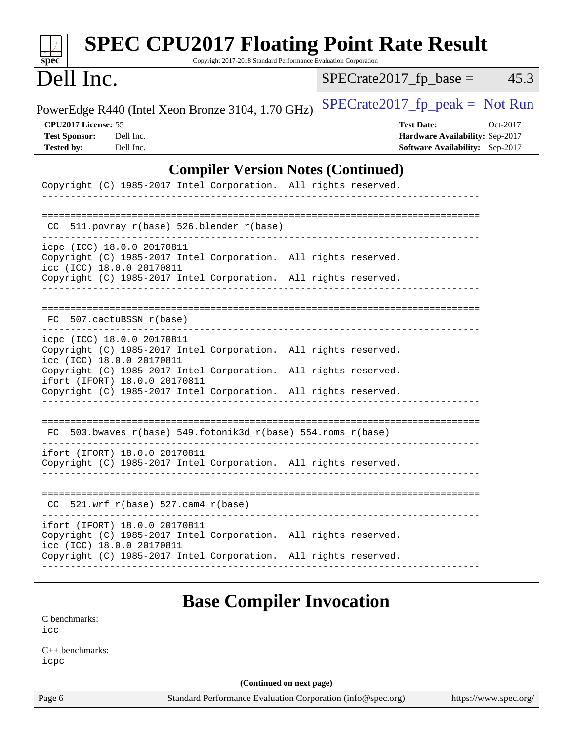## Compiler Version Notes (Continued)

```
Copyright (C) 1985-2017 Intel Corporation.  All rights reserved.
------------------------------------------------------------------------------

==============================================================================
 CC  511.povray_r(base) 526.blender_r(base)
------------------------------------------------------------------------------
icpc (ICC) 18.0.0 20170811
Copyright (C) 1985-2017 Intel Corporation.  All rights reserved.
icc (ICC) 18.0.0 20170811
Copyright (C) 1985-2017 Intel Corporation.  All rights reserved.
------------------------------------------------------------------------------

==============================================================================
 FC  507.cactuBSSN_r(base)
------------------------------------------------------------------------------
icpc (ICC) 18.0.0 20170811
Copyright (C) 1985-2017 Intel Corporation.  All rights reserved.
icc (ICC) 18.0.0 20170811
Copyright (C) 1985-2017 Intel Corporation.  All rights reserved.
ifort (IFORT) 18.0.0 20170811
Copyright (C) 1985-2017 Intel Corporation.  All rights reserved.
------------------------------------------------------------------------------

==============================================================================
 FC  503.bwaves_r(base) 549.fotonik3d_r(base) 554.roms_r(base)
------------------------------------------------------------------------------
ifort (IFORT) 18.0.0 20170811
Copyright (C) 1985-2017 Intel Corporation.  All rights reserved.
------------------------------------------------------------------------------

==============================================================================
 CC  521.wrf_r(base) 527.cam4_r(base)
------------------------------------------------------------------------------
ifort (IFORT) 18.0.0 20170811
Copyright (C) 1985-2017 Intel Corporation.  All rights reserved.
icc (ICC) 18.0.0 20170811
Copyright (C) 1985-2017 Intel Corporation.  All rights reserved.
------------------------------------------------------------------------------
```

## Base Compiler Invocation

C benchmarks:
icc

C++ benchmarks:
icpc

**(Continued on next page)**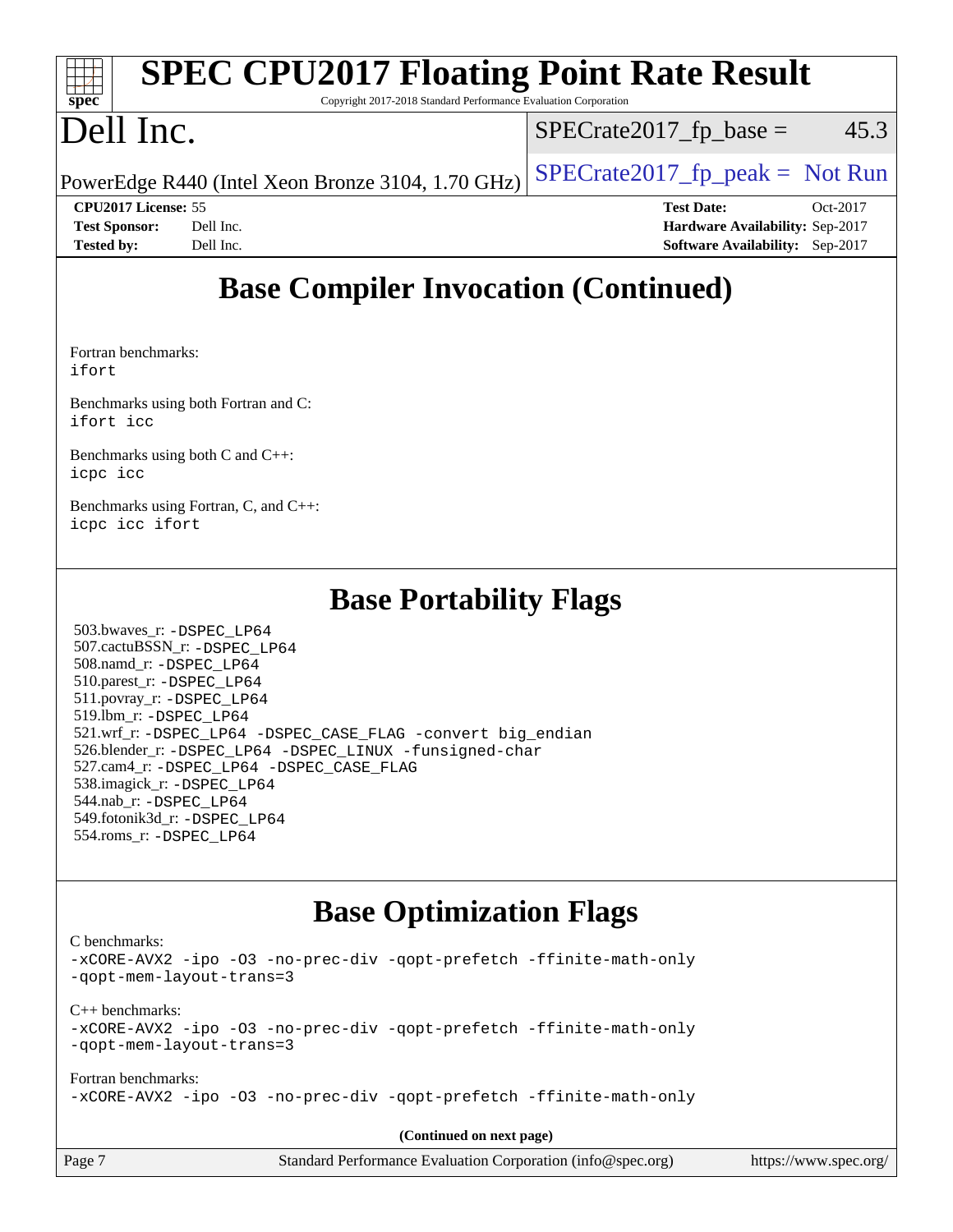## Base Compiler Invocation (Continued)

Fortran benchmarks:
ifort

Benchmarks using both Fortran and C:
ifort icc

Benchmarks using both C and C++:
icpc icc

Benchmarks using Fortran, C, and C++:
icpc icc ifort

## Base Portability Flags

503.bwaves_r: -DSPEC_LP64
507.cactuBSSN_r: -DSPEC_LP64
508.namd_r: -DSPEC_LP64
510.parest_r: -DSPEC_LP64
511.povray_r: -DSPEC_LP64
519.lbm_r: -DSPEC_LP64
521.wrf_r: -DSPEC_LP64 -DSPEC_CASE_FLAG -convert big_endian
526.blender_r: -DSPEC_LP64 -DSPEC_LINUX -funsigned-char
527.cam4_r: -DSPEC_LP64 -DSPEC_CASE_FLAG
538.imagick_r: -DSPEC_LP64
544.nab_r: -DSPEC_LP64
549.fotonik3d_r: -DSPEC_LP64
554.roms_r: -DSPEC_LP64

## Base Optimization Flags

C benchmarks:
-xCORE-AVX2 -ipo -O3 -no-prec-div -qopt-prefetch -ffinite-math-only
-qopt-mem-layout-trans=3

C++ benchmarks:
-xCORE-AVX2 -ipo -O3 -no-prec-div -qopt-prefetch -ffinite-math-only
-qopt-mem-layout-trans=3

Fortran benchmarks:
-xCORE-AVX2 -ipo -O3 -no-prec-div -qopt-prefetch -ffinite-math-only

**(Continued on next page)**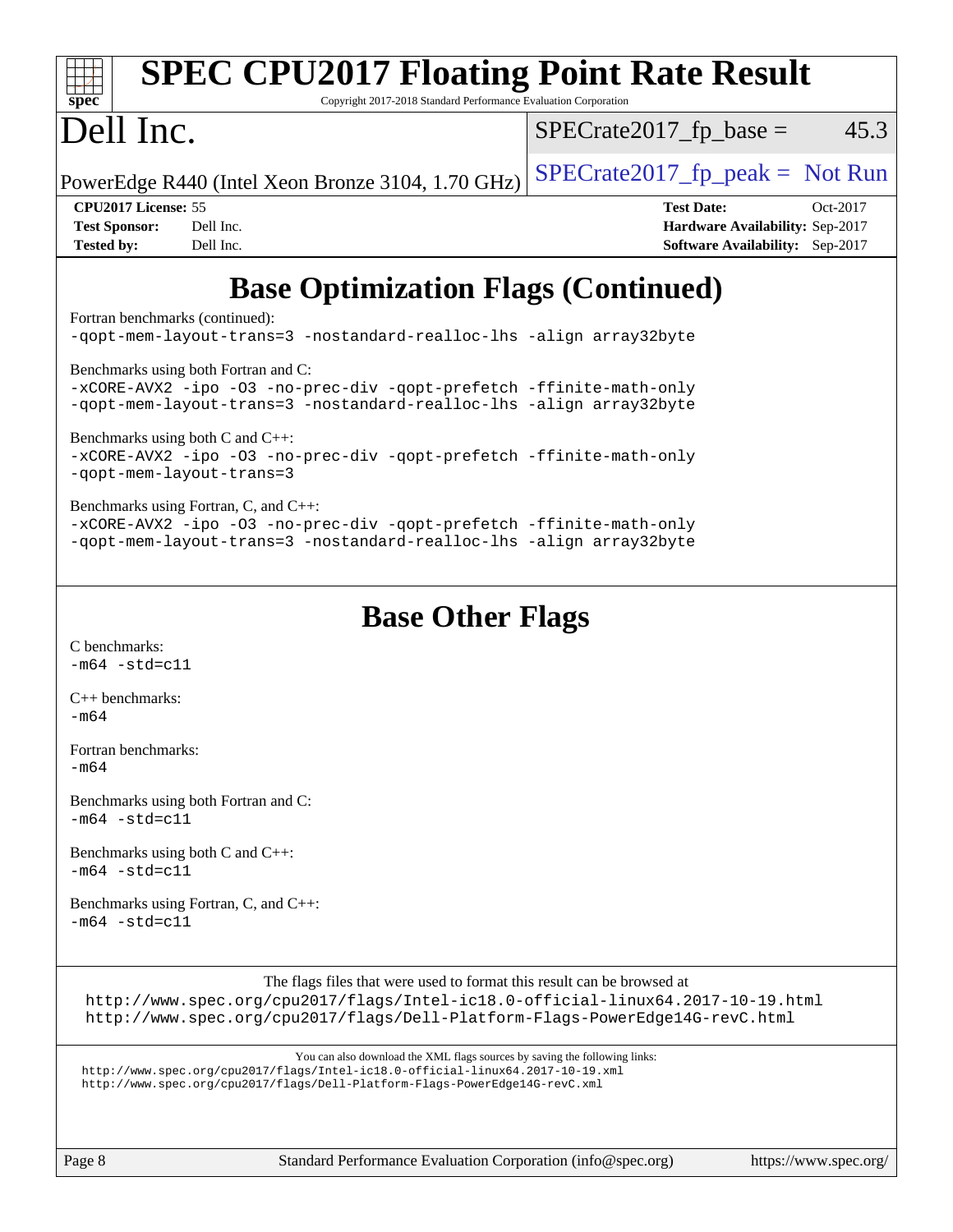# SPEC CPU2017 Floating Point Rate Result

Copyright 2017-2018 Standard Performance Evaluation Corporation

# Dell Inc.

PowerEdge R440 (Intel Xeon Bronze 3104, 1.70 GHz)

SPECrate2017_fp_base = 45.3

SPECrate2017_fp_peak = Not Run

**CPU2017 License:** 55
**Test Sponsor:** Dell Inc.
**Tested by:** Dell Inc.

**Test Date:** Oct-2017
**Hardware Availability:** Sep-2017
**Software Availability:** Sep-2017

## Base Optimization Flags (Continued)

Fortran benchmarks (continued):
```
-qopt-mem-layout-trans=3 -nostandard-realloc-lhs -align array32byte
```

Benchmarks using both Fortran and C:
```
-xCORE-AVX2 -ipo -O3 -no-prec-div -qopt-prefetch -ffinite-math-only
-qopt-mem-layout-trans=3 -nostandard-realloc-lhs -align array32byte
```

Benchmarks using both C and C++:
```
-xCORE-AVX2 -ipo -O3 -no-prec-div -qopt-prefetch -ffinite-math-only
-qopt-mem-layout-trans=3
```

Benchmarks using Fortran, C, and C++:
```
-xCORE-AVX2 -ipo -O3 -no-prec-div -qopt-prefetch -ffinite-math-only
-qopt-mem-layout-trans=3 -nostandard-realloc-lhs -align array32byte
```

## Base Other Flags

C benchmarks:
```
-m64 -std=c11
```

C++ benchmarks:
```
-m64
```

Fortran benchmarks:
```
-m64
```

Benchmarks using both Fortran and C:
```
-m64 -std=c11
```

Benchmarks using both C and C++:
```
-m64 -std=c11
```

Benchmarks using Fortran, C, and C++:
```
-m64 -std=c11
```

The flags files that were used to format this result can be browsed at
http://www.spec.org/cpu2017/flags/Intel-ic18.0-official-linux64.2017-10-19.html
http://www.spec.org/cpu2017/flags/Dell-Platform-Flags-PowerEdge14G-revC.html

You can also download the XML flags sources by saving the following links:
http://www.spec.org/cpu2017/flags/Intel-ic18.0-official-linux64.2017-10-19.xml
http://www.spec.org/cpu2017/flags/Dell-Platform-Flags-PowerEdge14G-revC.xml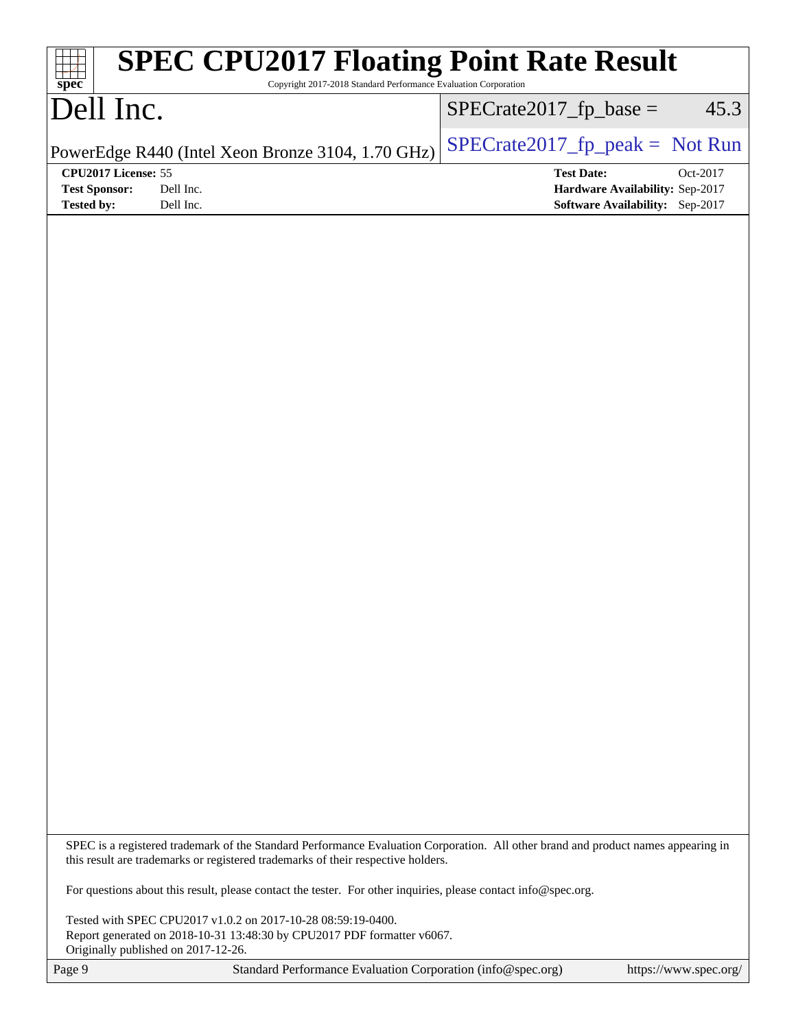SPEC is a registered trademark of the Standard Performance Evaluation Corporation. All other brand and product names appearing in this result are trademarks or registered trademarks of their respective holders.

For questions about this result, please contact the tester. For other inquiries, please contact info@spec.org.

Tested with SPEC CPU2017 v1.0.2 on 2017-10-28 08:59:19-0400.
Report generated on 2018-10-31 13:48:30 by CPU2017 PDF formatter v6067.
Originally published on 2017-12-26.